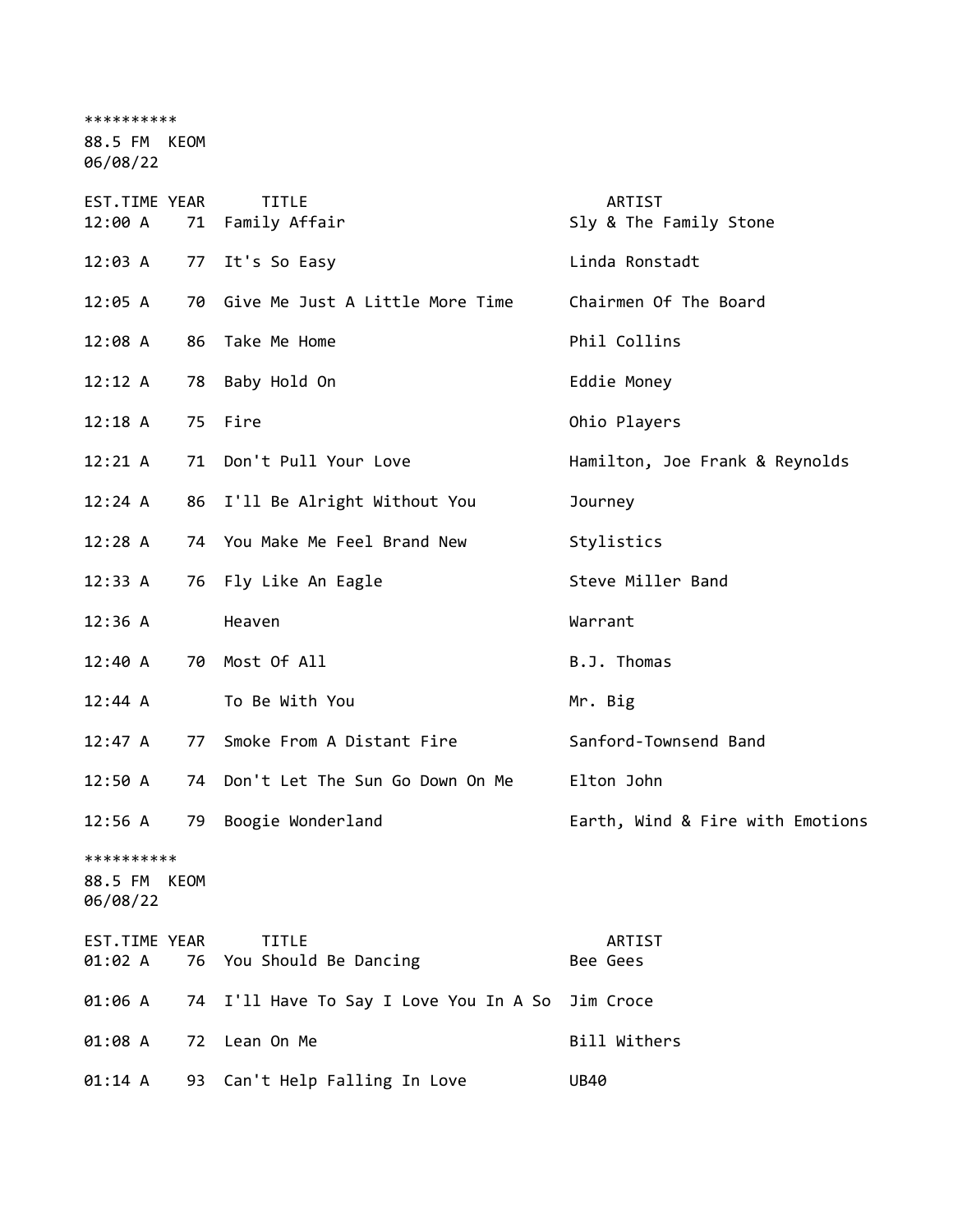**********

88.5 FM KEOM

06/08/22

| EST.TIME | YEAR | TITLE | ARTIST |
|---|---|---|---|
| 12:00 A | 71 | Family Affair | Sly & The Family Stone |
| 12:03 A | 77 | It's So Easy | Linda Ronstadt |
| 12:05 A | 70 | Give Me Just A Little More Time | Chairmen Of The Board |
| 12:08 A | 86 | Take Me Home | Phil Collins |
| 12:12 A | 78 | Baby Hold On | Eddie Money |
| 12:18 A | 75 | Fire | Ohio Players |
| 12:21 A | 71 | Don't Pull Your Love | Hamilton, Joe Frank & Reynolds |
| 12:24 A | 86 | I'll Be Alright Without You | Journey |
| 12:28 A | 74 | You Make Me Feel Brand New | Stylistics |
| 12:33 A | 76 | Fly Like An Eagle | Steve Miller Band |
| 12:36 A | | Heaven | Warrant |
| 12:40 A | 70 | Most Of All | B.J. Thomas |
| 12:44 A | | To Be With You | Mr. Big |
| 12:47 A | 77 | Smoke From A Distant Fire | Sanford-Townsend Band |
| 12:50 A | 74 | Don't Let The Sun Go Down On Me | Elton John |
| 12:56 A | 79 | Boogie Wonderland | Earth, Wind & Fire with Emotions |

**********

88.5 FM KEOM

06/08/22

| EST.TIME | YEAR | TITLE | ARTIST |
|---|---|---|---|
| 01:02 A | 76 | You Should Be Dancing | Bee Gees |
| 01:06 A | 74 | I'll Have To Say I Love You In A So | Jim Croce |
| 01:08 A | 72 | Lean On Me | Bill Withers |
| 01:14 A | 93 | Can't Help Falling In Love | UB40 |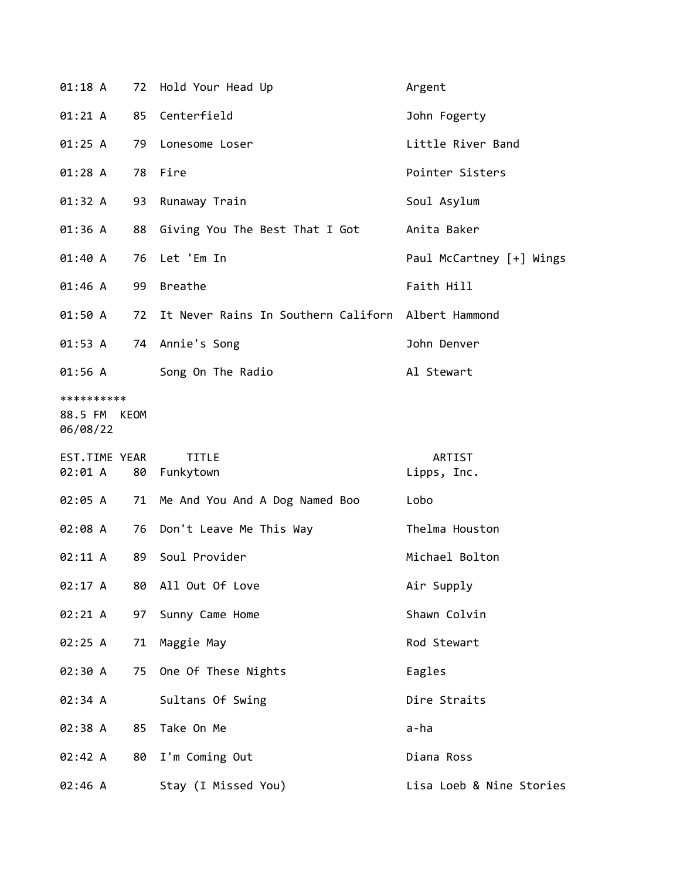| EST.TIME | YEAR | TITLE | ARTIST |
|---|---|---|---|
| 01:18 A | 72 | Hold Your Head Up | Argent |
| 01:21 A | 85 | Centerfield | John Fogerty |
| 01:25 A | 79 | Lonesome Loser | Little River Band |
| 01:28 A | 78 | Fire | Pointer Sisters |
| 01:32 A | 93 | Runaway Train | Soul Asylum |
| 01:36 A | 88 | Giving You The Best That I Got | Anita Baker |
| 01:40 A | 76 | Let 'Em In | Paul McCartney [+] Wings |
| 01:46 A | 99 | Breathe | Faith Hill |
| 01:50 A | 72 | It Never Rains In Southern Californ | Albert Hammond |
| 01:53 A | 74 | Annie's Song | John Denver |
| 01:56 A | | Song On The Radio | Al Stewart |

**********
88.5 FM KEOM
06/08/22

| EST.TIME | YEAR | TITLE | ARTIST |
|---|---|---|---|
| 02:01 A | 80 | Funkytown | Lipps, Inc. |
| 02:05 A | 71 | Me And You And A Dog Named Boo | Lobo |
| 02:08 A | 76 | Don't Leave Me This Way | Thelma Houston |
| 02:11 A | 89 | Soul Provider | Michael Bolton |
| 02:17 A | 80 | All Out Of Love | Air Supply |
| 02:21 A | 97 | Sunny Came Home | Shawn Colvin |
| 02:25 A | 71 | Maggie May | Rod Stewart |
| 02:30 A | 75 | One Of These Nights | Eagles |
| 02:34 A | | Sultans Of Swing | Dire Straits |
| 02:38 A | 85 | Take On Me | a-ha |
| 02:42 A | 80 | I'm Coming Out | Diana Ross |
| 02:46 A | | Stay (I Missed You) | Lisa Loeb & Nine Stories |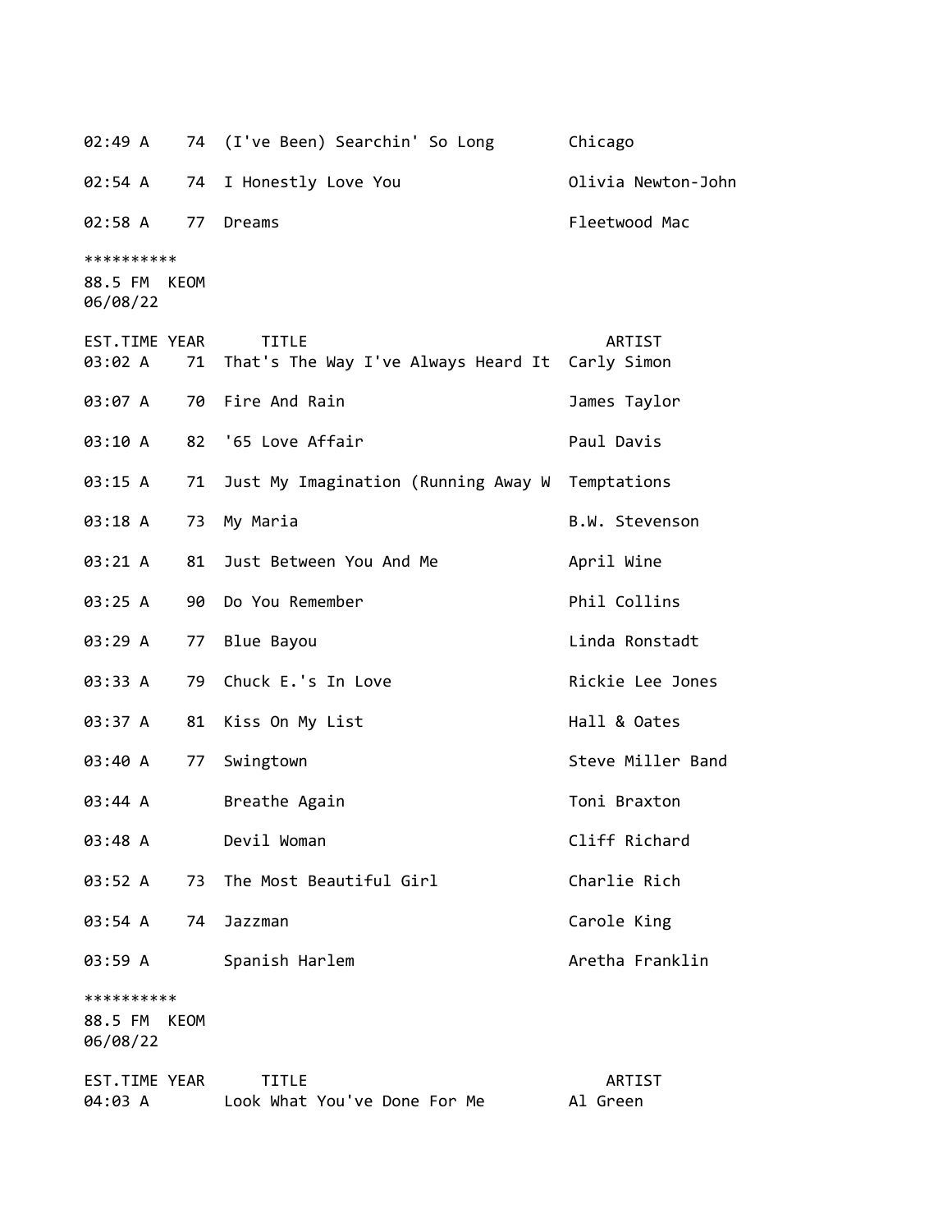| EST.TIME | YEAR | TITLE | ARTIST |
|---|---|---|---|
| 02:49 A | 74 | (I've Been) Searchin' So Long | Chicago |
| 02:54 A | 74 | I Honestly Love You | Olivia Newton-John |
| 02:58 A | 77 | Dreams | Fleetwood Mac |

**********
88.5 FM KEOM
06/08/22

| EST.TIME | YEAR | TITLE | ARTIST |
|---|---|---|---|
| 03:02 A | 71 | That's The Way I've Always Heard It | Carly Simon |
| 03:07 A | 70 | Fire And Rain | James Taylor |
| 03:10 A | 82 | '65 Love Affair | Paul Davis |
| 03:15 A | 71 | Just My Imagination (Running Away W | Temptations |
| 03:18 A | 73 | My Maria | B.W. Stevenson |
| 03:21 A | 81 | Just Between You And Me | April Wine |
| 03:25 A | 90 | Do You Remember | Phil Collins |
| 03:29 A | 77 | Blue Bayou | Linda Ronstadt |
| 03:33 A | 79 | Chuck E.'s In Love | Rickie Lee Jones |
| 03:37 A | 81 | Kiss On My List | Hall & Oates |
| 03:40 A | 77 | Swingtown | Steve Miller Band |
| 03:44 A | | Breathe Again | Toni Braxton |
| 03:48 A | | Devil Woman | Cliff Richard |
| 03:52 A | 73 | The Most Beautiful Girl | Charlie Rich |
| 03:54 A | 74 | Jazzman | Carole King |
| 03:59 A | | Spanish Harlem | Aretha Franklin |

**********
88.5 FM KEOM
06/08/22

| EST.TIME | YEAR | TITLE | ARTIST |
|---|---|---|---|
| 04:03 A | | Look What You've Done For Me | Al Green |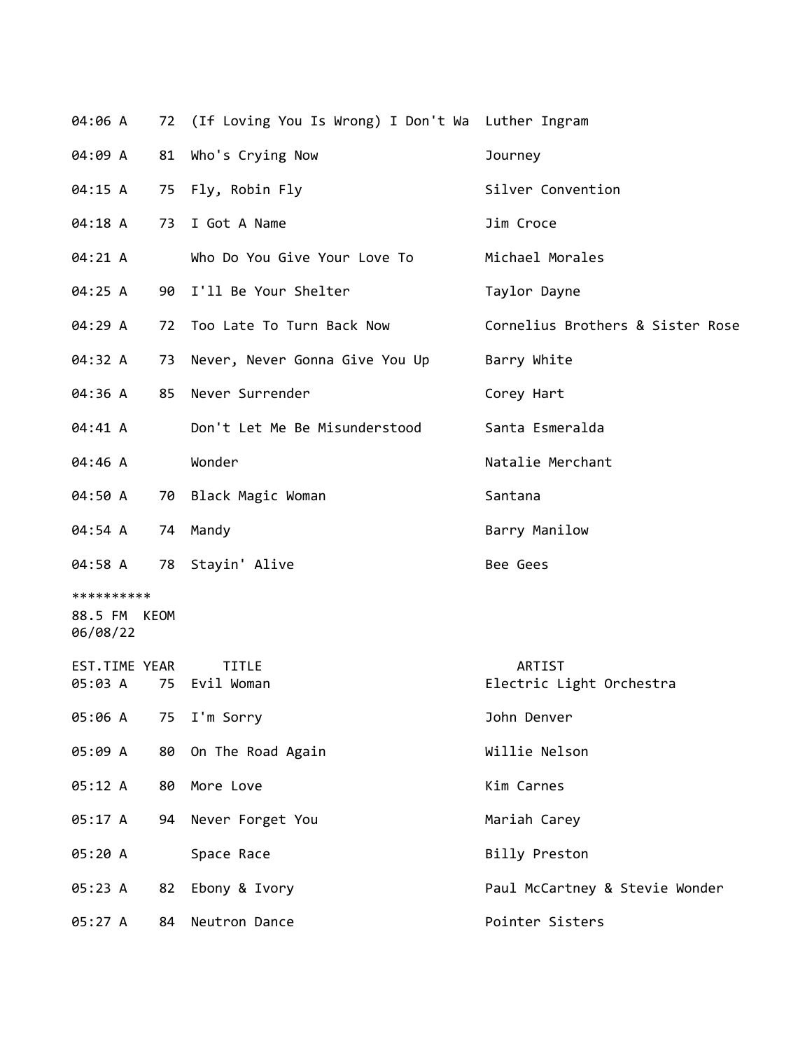| EST.TIME | YEAR | TITLE | ARTIST |
|---|---|---|---|
| 04:06 A | 72 | (If Loving You Is Wrong) I Don't Wa | Luther Ingram |
| 04:09 A | 81 | Who's Crying Now | Journey |
| 04:15 A | 75 | Fly, Robin Fly | Silver Convention |
| 04:18 A | 73 | I Got A Name | Jim Croce |
| 04:21 A | | Who Do You Give Your Love To | Michael Morales |
| 04:25 A | 90 | I'll Be Your Shelter | Taylor Dayne |
| 04:29 A | 72 | Too Late To Turn Back Now | Cornelius Brothers & Sister Rose |
| 04:32 A | 73 | Never, Never Gonna Give You Up | Barry White |
| 04:36 A | 85 | Never Surrender | Corey Hart |
| 04:41 A | | Don't Let Me Be Misunderstood | Santa Esmeralda |
| 04:46 A | | Wonder | Natalie Merchant |
| 04:50 A | 70 | Black Magic Woman | Santana |
| 04:54 A | 74 | Mandy | Barry Manilow |
| 04:58 A | 78 | Stayin' Alive | Bee Gees |

**********
88.5 FM KEOM
06/08/22

| EST.TIME | YEAR | TITLE | ARTIST |
|---|---|---|---|
| 05:03 A | 75 | Evil Woman | Electric Light Orchestra |
| 05:06 A | 75 | I'm Sorry | John Denver |
| 05:09 A | 80 | On The Road Again | Willie Nelson |
| 05:12 A | 80 | More Love | Kim Carnes |
| 05:17 A | 94 | Never Forget You | Mariah Carey |
| 05:20 A | | Space Race | Billy Preston |
| 05:23 A | 82 | Ebony & Ivory | Paul McCartney & Stevie Wonder |
| 05:27 A | 84 | Neutron Dance | Pointer Sisters |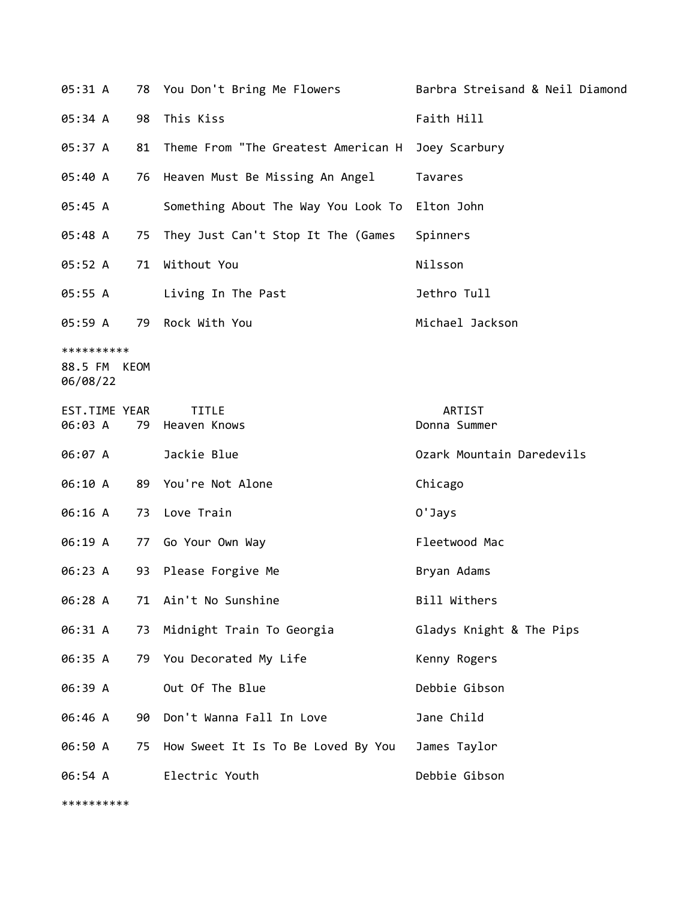| | | | |
|---|---|---|---|
| 05:31 A | 78 | You Don't Bring Me Flowers | Barbra Streisand & Neil Diamond |
| 05:34 A | 98 | This Kiss | Faith Hill |
| 05:37 A | 81 | Theme From "The Greatest American H | Joey Scarbury |
| 05:40 A | 76 | Heaven Must Be Missing An Angel | Tavares |
| 05:45 A | | Something About The Way You Look To | Elton John |
| 05:48 A | 75 | They Just Can't Stop It The (Games | Spinners |
| 05:52 A | 71 | Without You | Nilsson |
| 05:55 A | | Living In The Past | Jethro Tull |
| 05:59 A | 79 | Rock With You | Michael Jackson |

**********
88.5 FM KEOM
06/08/22

| EST.TIME | YEAR | TITLE | ARTIST |
|---|---|---|---|
| 06:03 A | 79 | Heaven Knows | Donna Summer |
| 06:07 A | | Jackie Blue | Ozark Mountain Daredevils |
| 06:10 A | 89 | You're Not Alone | Chicago |
| 06:16 A | 73 | Love Train | O'Jays |
| 06:19 A | 77 | Go Your Own Way | Fleetwood Mac |
| 06:23 A | 93 | Please Forgive Me | Bryan Adams |
| 06:28 A | 71 | Ain't No Sunshine | Bill Withers |
| 06:31 A | 73 | Midnight Train To Georgia | Gladys Knight & The Pips |
| 06:35 A | 79 | You Decorated My Life | Kenny Rogers |
| 06:39 A | | Out Of The Blue | Debbie Gibson |
| 06:46 A | 90 | Don't Wanna Fall In Love | Jane Child |
| 06:50 A | 75 | How Sweet It Is To Be Loved By You | James Taylor |
| 06:54 A | | Electric Youth | Debbie Gibson |

**********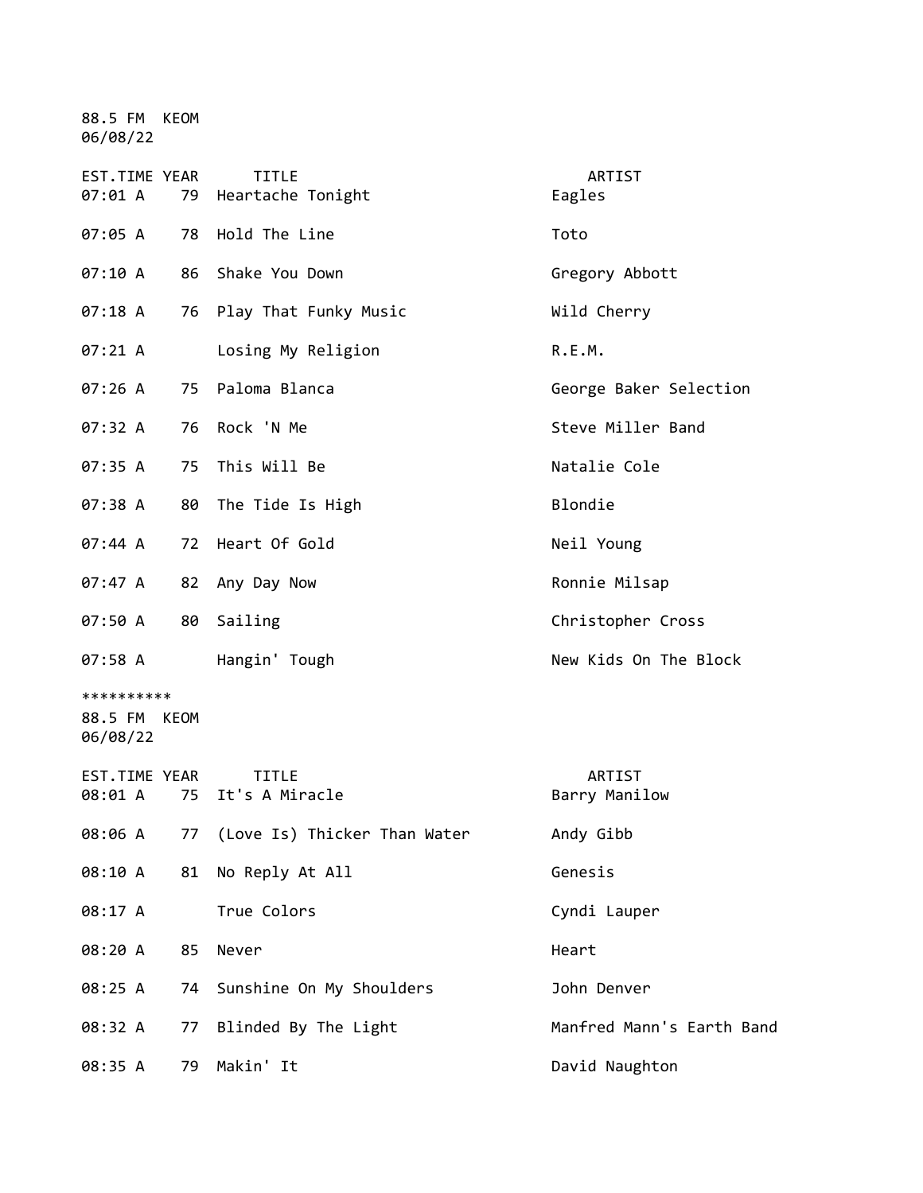88.5 FM KEOM
06/08/22

| EST.TIME | YEAR | TITLE | ARTIST |
| --- | --- | --- | --- |
| 07:01 A | 79 | Heartache Tonight | Eagles |
| 07:05 A | 78 | Hold The Line | Toto |
| 07:10 A | 86 | Shake You Down | Gregory Abbott |
| 07:18 A | 76 | Play That Funky Music | Wild Cherry |
| 07:21 A | | Losing My Religion | R.E.M. |
| 07:26 A | 75 | Paloma Blanca | George Baker Selection |
| 07:32 A | 76 | Rock 'N Me | Steve Miller Band |
| 07:35 A | 75 | This Will Be | Natalie Cole |
| 07:38 A | 80 | The Tide Is High | Blondie |
| 07:44 A | 72 | Heart Of Gold | Neil Young |
| 07:47 A | 82 | Any Day Now | Ronnie Milsap |
| 07:50 A | 80 | Sailing | Christopher Cross |
| 07:58 A | | Hangin' Tough | New Kids On The Block |

**********

88.5 FM KEOM
06/08/22

| EST.TIME | YEAR | TITLE | ARTIST |
| --- | --- | --- | --- |
| 08:01 A | 75 | It's A Miracle | Barry Manilow |
| 08:06 A | 77 | (Love Is) Thicker Than Water | Andy Gibb |
| 08:10 A | 81 | No Reply At All | Genesis |
| 08:17 A | | True Colors | Cyndi Lauper |
| 08:20 A | 85 | Never | Heart |
| 08:25 A | 74 | Sunshine On My Shoulders | John Denver |
| 08:32 A | 77 | Blinded By The Light | Manfred Mann's Earth Band |
| 08:35 A | 79 | Makin' It | David Naughton |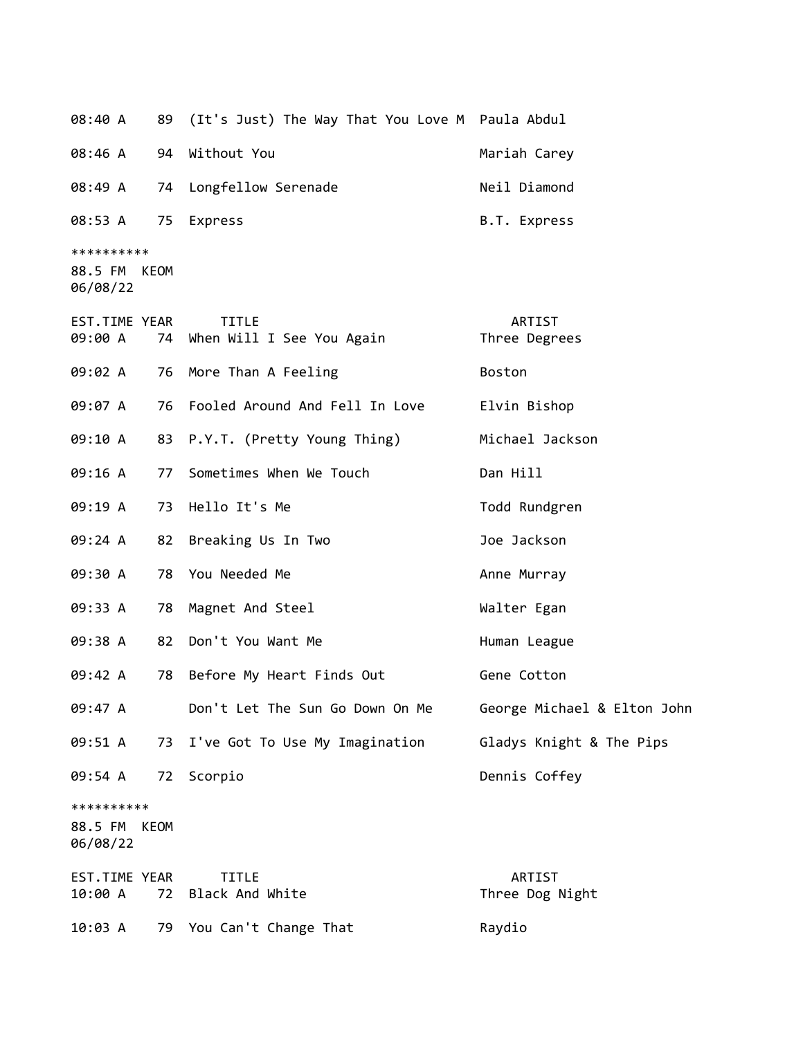| EST.TIME | YEAR | TITLE | ARTIST |
|---|---|---|---|
| 08:40 A | 89 | (It's Just) The Way That You Love M | Paula Abdul |
| 08:46 A | 94 | Without You | Mariah Carey |
| 08:49 A | 74 | Longfellow Serenade | Neil Diamond |
| 08:53 A | 75 | Express | B.T. Express |

**********
88.5 FM KEOM
06/08/22

| EST.TIME | YEAR | TITLE | ARTIST |
|---|---|---|---|
| 09:00 A | 74 | When Will I See You Again | Three Degrees |
| 09:02 A | 76 | More Than A Feeling | Boston |
| 09:07 A | 76 | Fooled Around And Fell In Love | Elvin Bishop |
| 09:10 A | 83 | P.Y.T. (Pretty Young Thing) | Michael Jackson |
| 09:16 A | 77 | Sometimes When We Touch | Dan Hill |
| 09:19 A | 73 | Hello It's Me | Todd Rundgren |
| 09:24 A | 82 | Breaking Us In Two | Joe Jackson |
| 09:30 A | 78 | You Needed Me | Anne Murray |
| 09:33 A | 78 | Magnet And Steel | Walter Egan |
| 09:38 A | 82 | Don't You Want Me | Human League |
| 09:42 A | 78 | Before My Heart Finds Out | Gene Cotton |
| 09:47 A | | Don't Let The Sun Go Down On Me | George Michael & Elton John |
| 09:51 A | 73 | I've Got To Use My Imagination | Gladys Knight & The Pips |
| 09:54 A | 72 | Scorpio | Dennis Coffey |

**********
88.5 FM KEOM
06/08/22

| EST.TIME | YEAR | TITLE | ARTIST |
|---|---|---|---|
| 10:00 A | 72 | Black And White | Three Dog Night |
| 10:03 A | 79 | You Can't Change That | Raydio |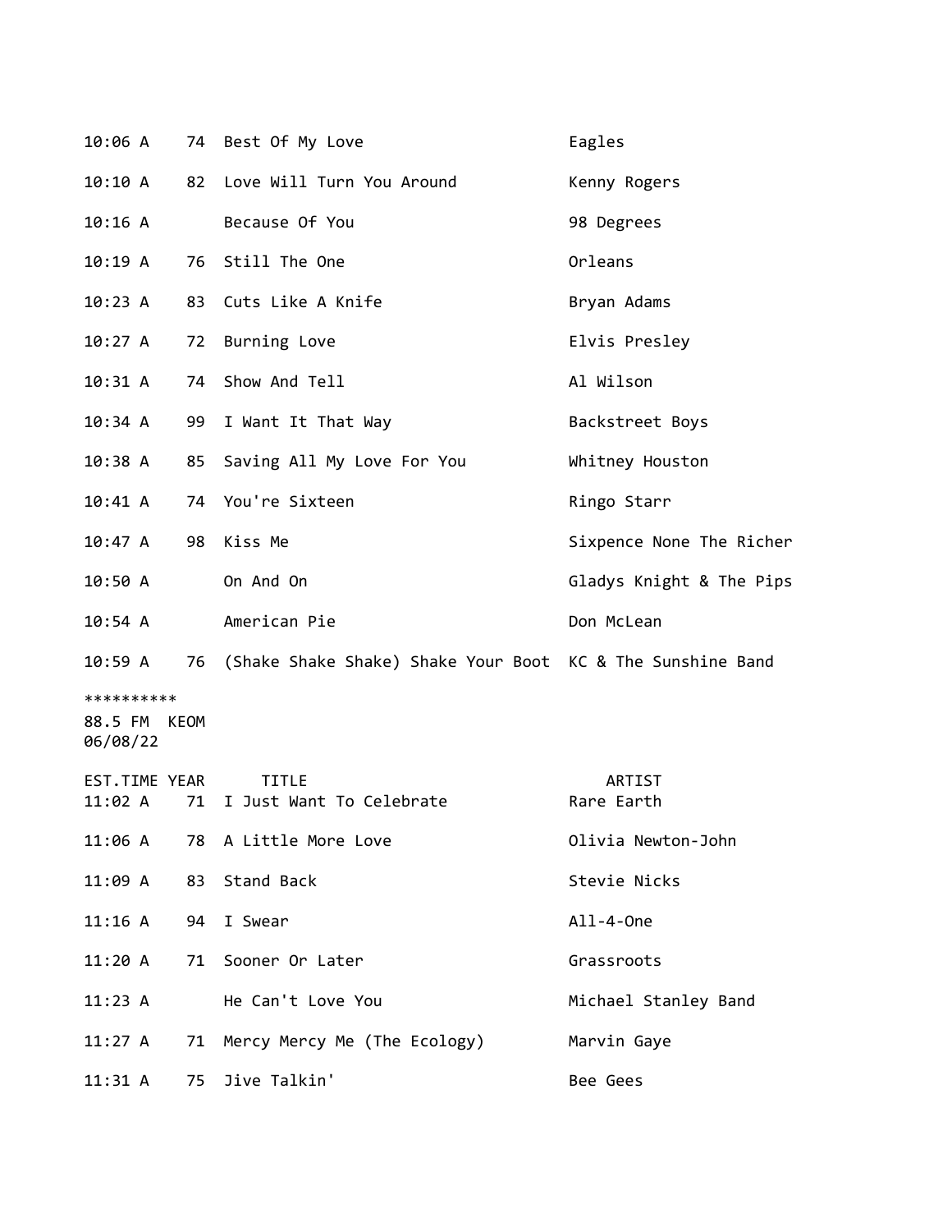| | | | |
|---|---|---|---|
| 10:06 A | 74 | Best Of My Love | Eagles |
| 10:10 A | 82 | Love Will Turn You Around | Kenny Rogers |
| 10:16 A | | Because Of You | 98 Degrees |
| 10:19 A | 76 | Still The One | Orleans |
| 10:23 A | 83 | Cuts Like A Knife | Bryan Adams |
| 10:27 A | 72 | Burning Love | Elvis Presley |
| 10:31 A | 74 | Show And Tell | Al Wilson |
| 10:34 A | 99 | I Want It That Way | Backstreet Boys |
| 10:38 A | 85 | Saving All My Love For You | Whitney Houston |
| 10:41 A | 74 | You're Sixteen | Ringo Starr |
| 10:47 A | 98 | Kiss Me | Sixpence None The Richer |
| 10:50 A | | On And On | Gladys Knight & The Pips |
| 10:54 A | | American Pie | Don McLean |
| 10:59 A | 76 | (Shake Shake Shake) Shake Your Boot | KC & The Sunshine Band |

**********
88.5 FM KEOM
06/08/22

| EST.TIME | YEAR | TITLE | ARTIST |
|---|---|---|---|
| 11:02 A | 71 | I Just Want To Celebrate | Rare Earth |
| 11:06 A | 78 | A Little More Love | Olivia Newton-John |
| 11:09 A | 83 | Stand Back | Stevie Nicks |
| 11:16 A | 94 | I Swear | All-4-One |
| 11:20 A | 71 | Sooner Or Later | Grassroots |
| 11:23 A | | He Can't Love You | Michael Stanley Band |
| 11:27 A | 71 | Mercy Mercy Me (The Ecology) | Marvin Gaye |
| 11:31 A | 75 | Jive Talkin' | Bee Gees |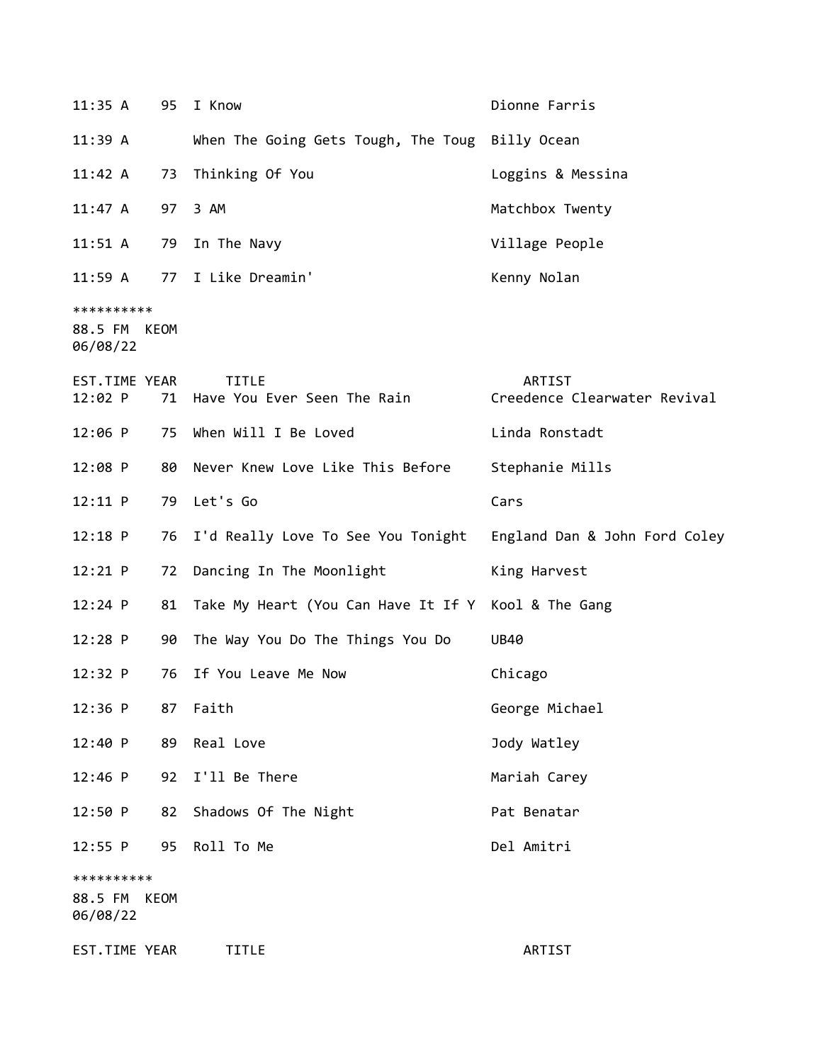| | | | |
|---|---|---|---|
| 11:35 A | 95 | I Know | Dionne Farris |
| 11:39 A | | When The Going Gets Tough, The Toug | Billy Ocean |
| 11:42 A | 73 | Thinking Of You | Loggins & Messina |
| 11:47 A | 97 | 3 AM | Matchbox Twenty |
| 11:51 A | 79 | In The Navy | Village People |
| 11:59 A | 77 | I Like Dreamin' | Kenny Nolan |

**********
88.5 FM KEOM
06/08/22

| EST.TIME | YEAR | TITLE | ARTIST |
|---|---|---|---|
| 12:02 P | 71 | Have You Ever Seen The Rain | Creedence Clearwater Revival |
| 12:06 P | 75 | When Will I Be Loved | Linda Ronstadt |
| 12:08 P | 80 | Never Knew Love Like This Before | Stephanie Mills |
| 12:11 P | 79 | Let's Go | Cars |
| 12:18 P | 76 | I'd Really Love To See You Tonight | England Dan & John Ford Coley |
| 12:21 P | 72 | Dancing In The Moonlight | King Harvest |
| 12:24 P | 81 | Take My Heart (You Can Have It If Y | Kool & The Gang |
| 12:28 P | 90 | The Way You Do The Things You Do | UB40 |
| 12:32 P | 76 | If You Leave Me Now | Chicago |
| 12:36 P | 87 | Faith | George Michael |
| 12:40 P | 89 | Real Love | Jody Watley |
| 12:46 P | 92 | I'll Be There | Mariah Carey |
| 12:50 P | 82 | Shadows Of The Night | Pat Benatar |
| 12:55 P | 95 | Roll To Me | Del Amitri |

**********
88.5 FM KEOM
06/08/22

| EST.TIME | YEAR | TITLE | ARTIST |
|---|---|---|---|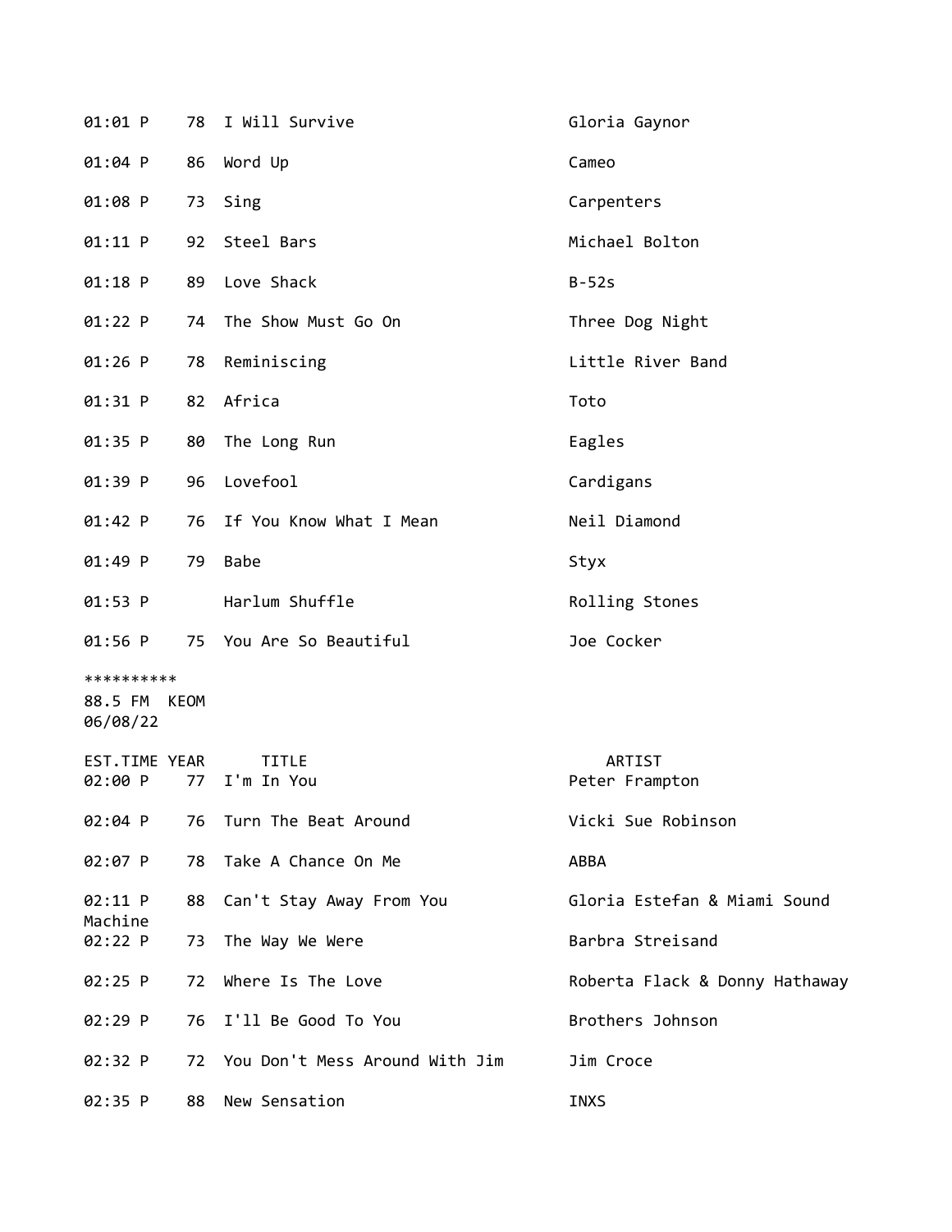| EST.TIME | YEAR | TITLE | ARTIST |
|---|---|---|---|
| 01:01 P | 78 | I Will Survive | Gloria Gaynor |
| 01:04 P | 86 | Word Up | Cameo |
| 01:08 P | 73 | Sing | Carpenters |
| 01:11 P | 92 | Steel Bars | Michael Bolton |
| 01:18 P | 89 | Love Shack | B-52s |
| 01:22 P | 74 | The Show Must Go On | Three Dog Night |
| 01:26 P | 78 | Reminiscing | Little River Band |
| 01:31 P | 82 | Africa | Toto |
| 01:35 P | 80 | The Long Run | Eagles |
| 01:39 P | 96 | Lovefool | Cardigans |
| 01:42 P | 76 | If You Know What I Mean | Neil Diamond |
| 01:49 P | 79 | Babe | Styx |
| 01:53 P | | Harlum Shuffle | Rolling Stones |
| 01:56 P | 75 | You Are So Beautiful | Joe Cocker |

**********
88.5 FM KEOM
06/08/22

| EST.TIME | YEAR | TITLE | ARTIST |
|---|---|---|---|
| 02:00 P | 77 | I'm In You | Peter Frampton |
| 02:04 P | 76 | Turn The Beat Around | Vicki Sue Robinson |
| 02:07 P | 78 | Take A Chance On Me | ABBA |
| 02:11 P | 88 | Can't Stay Away From You | Gloria Estefan & Miami Sound Machine |
| 02:22 P | 73 | The Way We Were | Barbra Streisand |
| 02:25 P | 72 | Where Is The Love | Roberta Flack & Donny Hathaway |
| 02:29 P | 76 | I'll Be Good To You | Brothers Johnson |
| 02:32 P | 72 | You Don't Mess Around With Jim | Jim Croce |
| 02:35 P | 88 | New Sensation | INXS |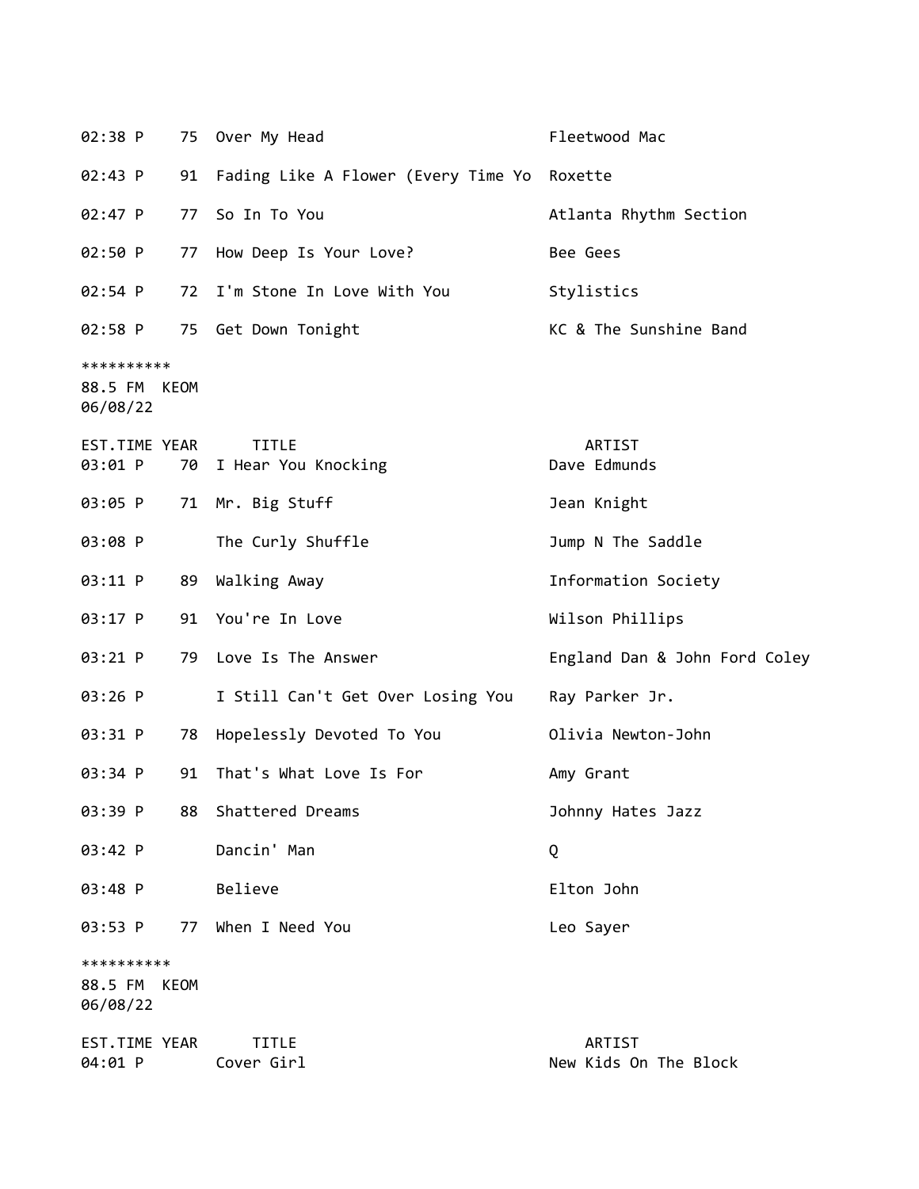| EST.TIME | YEAR | TITLE | ARTIST |
|---|---|---|---|
| 02:38 P | 75 | Over My Head | Fleetwood Mac |
| 02:43 P | 91 | Fading Like A Flower (Every Time Yo | Roxette |
| 02:47 P | 77 | So In To You | Atlanta Rhythm Section |
| 02:50 P | 77 | How Deep Is Your Love? | Bee Gees |
| 02:54 P | 72 | I'm Stone In Love With You | Stylistics |
| 02:58 P | 75 | Get Down Tonight | KC & The Sunshine Band |

**********
88.5 FM KEOM
06/08/22

| EST.TIME | YEAR | TITLE | ARTIST |
|---|---|---|---|
| 03:01 P | 70 | I Hear You Knocking | Dave Edmunds |
| 03:05 P | 71 | Mr. Big Stuff | Jean Knight |
| 03:08 P | | The Curly Shuffle | Jump N The Saddle |
| 03:11 P | 89 | Walking Away | Information Society |
| 03:17 P | 91 | You're In Love | Wilson Phillips |
| 03:21 P | 79 | Love Is The Answer | England Dan & John Ford Coley |
| 03:26 P | | I Still Can't Get Over Losing You | Ray Parker Jr. |
| 03:31 P | 78 | Hopelessly Devoted To You | Olivia Newton-John |
| 03:34 P | 91 | That's What Love Is For | Amy Grant |
| 03:39 P | 88 | Shattered Dreams | Johnny Hates Jazz |
| 03:42 P | | Dancin' Man | Q |
| 03:48 P | | Believe | Elton John |
| 03:53 P | 77 | When I Need You | Leo Sayer |

**********
88.5 FM KEOM
06/08/22

| EST.TIME | YEAR | TITLE | ARTIST |
|---|---|---|---|
| 04:01 P | | Cover Girl | New Kids On The Block |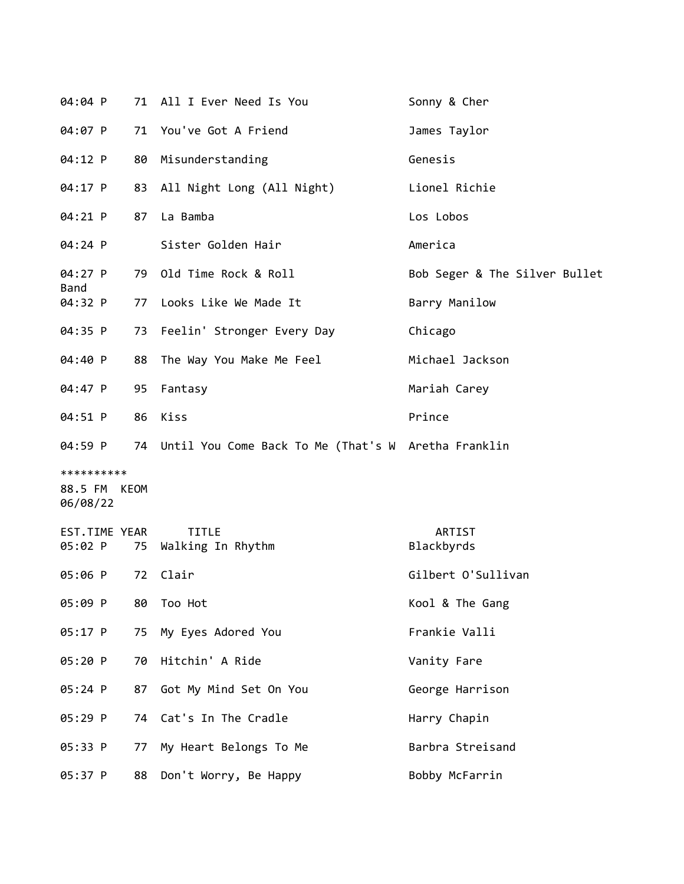| EST.TIME | YEAR | TITLE | ARTIST |
|---|---|---|---|
| 04:04 P | 71 | All I Ever Need Is You | Sonny & Cher |
| 04:07 P | 71 | You've Got A Friend | James Taylor |
| 04:12 P | 80 | Misunderstanding | Genesis |
| 04:17 P | 83 | All Night Long (All Night) | Lionel Richie |
| 04:21 P | 87 | La Bamba | Los Lobos |
| 04:24 P | | Sister Golden Hair | America |
| 04:27 P | 79 | Old Time Rock & Roll | Bob Seger & The Silver Bullet Band |
| 04:32 P | 77 | Looks Like We Made It | Barry Manilow |
| 04:35 P | 73 | Feelin' Stronger Every Day | Chicago |
| 04:40 P | 88 | The Way You Make Me Feel | Michael Jackson |
| 04:47 P | 95 | Fantasy | Mariah Carey |
| 04:51 P | 86 | Kiss | Prince |
| 04:59 P | 74 | Until You Come Back To Me (That's W | Aretha Franklin |

**********

88.5 FM KEOM
06/08/22

| EST.TIME | YEAR | TITLE | ARTIST |
|---|---|---|---|
| 05:02 P | 75 | Walking In Rhythm | Blackbyrds |
| 05:06 P | 72 | Clair | Gilbert O'Sullivan |
| 05:09 P | 80 | Too Hot | Kool & The Gang |
| 05:17 P | 75 | My Eyes Adored You | Frankie Valli |
| 05:20 P | 70 | Hitchin' A Ride | Vanity Fare |
| 05:24 P | 87 | Got My Mind Set On You | George Harrison |
| 05:29 P | 74 | Cat's In The Cradle | Harry Chapin |
| 05:33 P | 77 | My Heart Belongs To Me | Barbra Streisand |
| 05:37 P | 88 | Don't Worry, Be Happy | Bobby McFarrin |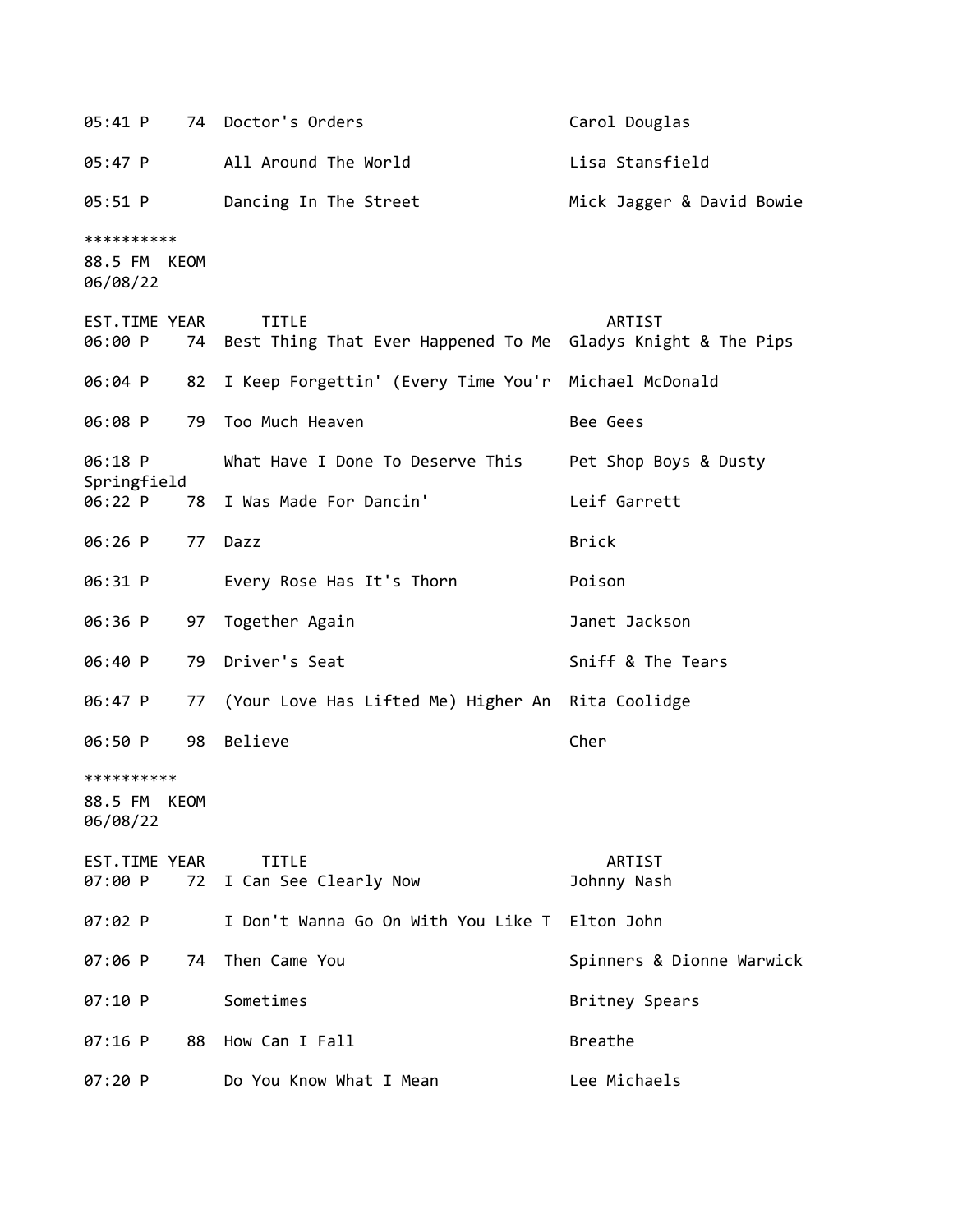| EST.TIME | YEAR | TITLE | ARTIST |
|---|---|---|---|
| 05:41 P | 74 | Doctor's Orders | Carol Douglas |
| 05:47 P | | All Around The World | Lisa Stansfield |
| 05:51 P | | Dancing In The Street | Mick Jagger & David Bowie |

**********
88.5 FM  KEOM
06/08/22

| EST.TIME | YEAR | TITLE | ARTIST |
|---|---|---|---|
| 06:00 P | 74 | Best Thing That Ever Happened To Me | Gladys Knight & The Pips |
| 06:04 P | 82 | I Keep Forgettin' (Every Time You'r | Michael McDonald |
| 06:08 P | 79 | Too Much Heaven | Bee Gees |
| 06:18 P | | What Have I Done To Deserve This | Pet Shop Boys & Dusty Springfield |
| 06:22 P | 78 | I Was Made For Dancin' | Leif Garrett |
| 06:26 P | 77 | Dazz | Brick |
| 06:31 P | | Every Rose Has It's Thorn | Poison |
| 06:36 P | 97 | Together Again | Janet Jackson |
| 06:40 P | 79 | Driver's Seat | Sniff & The Tears |
| 06:47 P | 77 | (Your Love Has Lifted Me) Higher An | Rita Coolidge |
| 06:50 P | 98 | Believe | Cher |

**********
88.5 FM  KEOM
06/08/22

| EST.TIME | YEAR | TITLE | ARTIST |
|---|---|---|---|
| 07:00 P | 72 | I Can See Clearly Now | Johnny Nash |
| 07:02 P | | I Don't Wanna Go On With You Like T | Elton John |
| 07:06 P | 74 | Then Came You | Spinners & Dionne Warwick |
| 07:10 P | | Sometimes | Britney Spears |
| 07:16 P | 88 | How Can I Fall | Breathe |
| 07:20 P | | Do You Know What I Mean | Lee Michaels |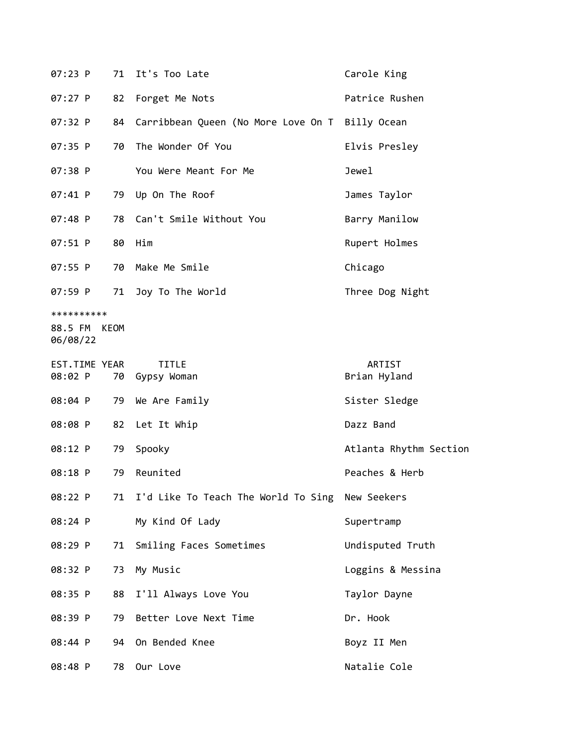| EST.TIME | YEAR | TITLE | ARTIST |
|---|---|---|---|
| 07:23 P | 71 | It's Too Late | Carole King |
| 07:27 P | 82 | Forget Me Nots | Patrice Rushen |
| 07:32 P | 84 | Carribbean Queen (No More Love On T | Billy Ocean |
| 07:35 P | 70 | The Wonder Of You | Elvis Presley |
| 07:38 P | | You Were Meant For Me | Jewel |
| 07:41 P | 79 | Up On The Roof | James Taylor |
| 07:48 P | 78 | Can't Smile Without You | Barry Manilow |
| 07:51 P | 80 | Him | Rupert Holmes |
| 07:55 P | 70 | Make Me Smile | Chicago |
| 07:59 P | 71 | Joy To The World | Three Dog Night |

**********
88.5 FM KEOM
06/08/22

| EST.TIME | YEAR | TITLE | ARTIST |
|---|---|---|---|
| 08:02 P | 70 | Gypsy Woman | Brian Hyland |
| 08:04 P | 79 | We Are Family | Sister Sledge |
| 08:08 P | 82 | Let It Whip | Dazz Band |
| 08:12 P | 79 | Spooky | Atlanta Rhythm Section |
| 08:18 P | 79 | Reunited | Peaches & Herb |
| 08:22 P | 71 | I'd Like To Teach The World To Sing | New Seekers |
| 08:24 P | | My Kind Of Lady | Supertramp |
| 08:29 P | 71 | Smiling Faces Sometimes | Undisputed Truth |
| 08:32 P | 73 | My Music | Loggins & Messina |
| 08:35 P | 88 | I'll Always Love You | Taylor Dayne |
| 08:39 P | 79 | Better Love Next Time | Dr. Hook |
| 08:44 P | 94 | On Bended Knee | Boyz II Men |
| 08:48 P | 78 | Our Love | Natalie Cole |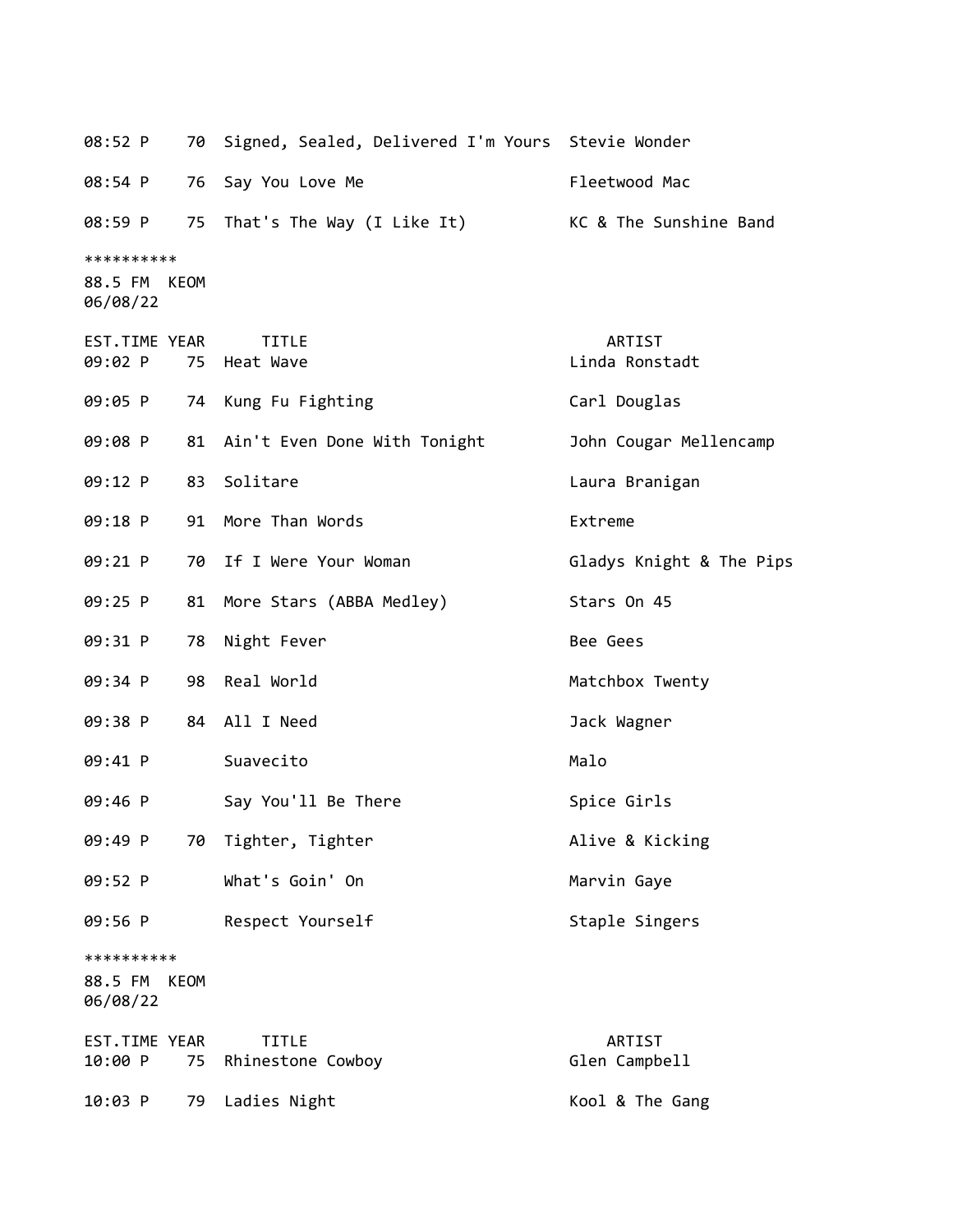| EST.TIME | YEAR | TITLE | ARTIST |
|---|---|---|---|
| 08:52 P | 70 | Signed, Sealed, Delivered I'm Yours | Stevie Wonder |
| 08:54 P | 76 | Say You Love Me | Fleetwood Mac |
| 08:59 P | 75 | That's The Way (I Like It) | KC & The Sunshine Band |

**********
88.5 FM KEOM
06/08/22

| EST.TIME | YEAR | TITLE | ARTIST |
|---|---|---|---|
| 09:02 P | 75 | Heat Wave | Linda Ronstadt |
| 09:05 P | 74 | Kung Fu Fighting | Carl Douglas |
| 09:08 P | 81 | Ain't Even Done With Tonight | John Cougar Mellencamp |
| 09:12 P | 83 | Solitare | Laura Branigan |
| 09:18 P | 91 | More Than Words | Extreme |
| 09:21 P | 70 | If I Were Your Woman | Gladys Knight & The Pips |
| 09:25 P | 81 | More Stars (ABBA Medley) | Stars On 45 |
| 09:31 P | 78 | Night Fever | Bee Gees |
| 09:34 P | 98 | Real World | Matchbox Twenty |
| 09:38 P | 84 | All I Need | Jack Wagner |
| 09:41 P | | Suavecito | Malo |
| 09:46 P | | Say You'll Be There | Spice Girls |
| 09:49 P | 70 | Tighter, Tighter | Alive & Kicking |
| 09:52 P | | What's Goin' On | Marvin Gaye |
| 09:56 P | | Respect Yourself | Staple Singers |

**********
88.5 FM KEOM
06/08/22

| EST.TIME | YEAR | TITLE | ARTIST |
|---|---|---|---|
| 10:00 P | 75 | Rhinestone Cowboy | Glen Campbell |
| 10:03 P | 79 | Ladies Night | Kool & The Gang |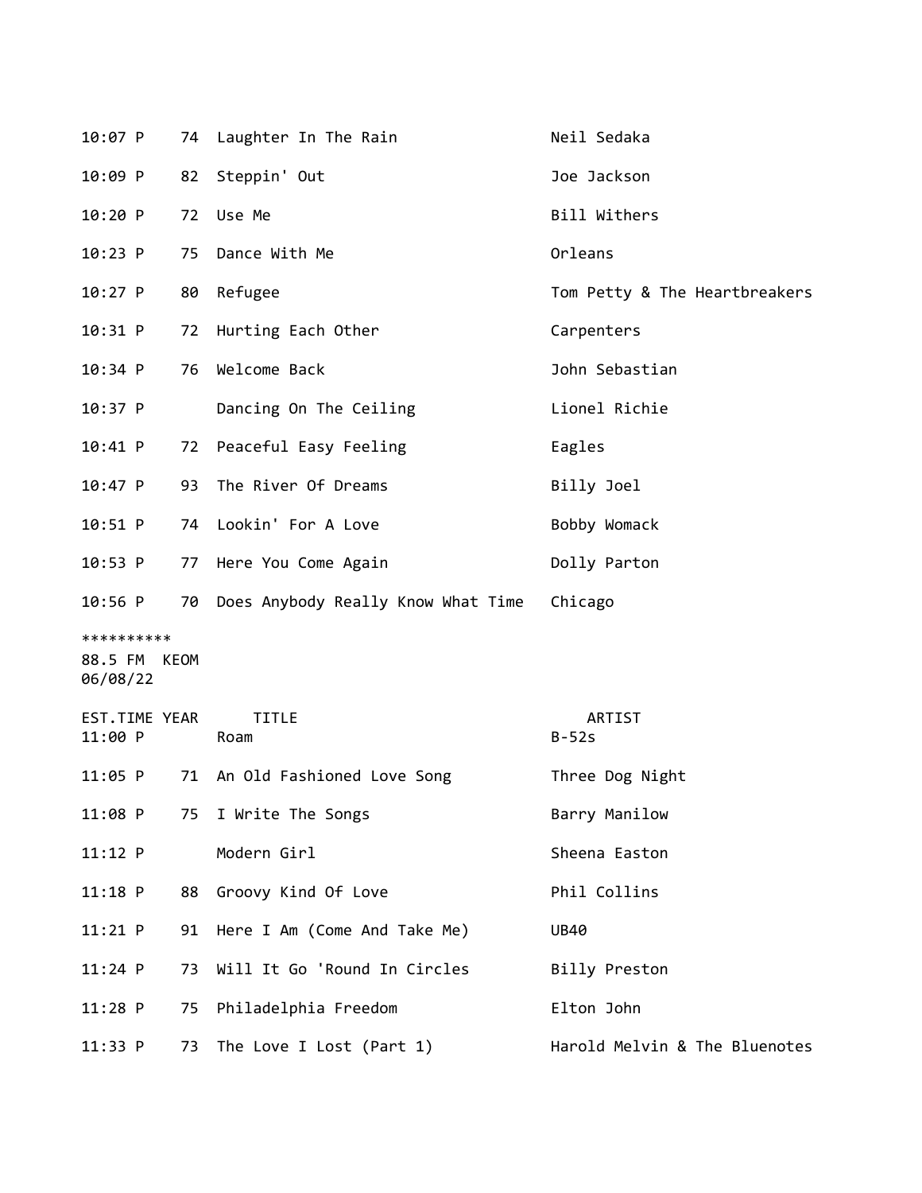| | | | |
|---|---|---|---|
| 10:07 P | 74 | Laughter In The Rain | Neil Sedaka |
| 10:09 P | 82 | Steppin' Out | Joe Jackson |
| 10:20 P | 72 | Use Me | Bill Withers |
| 10:23 P | 75 | Dance With Me | Orleans |
| 10:27 P | 80 | Refugee | Tom Petty & The Heartbreakers |
| 10:31 P | 72 | Hurting Each Other | Carpenters |
| 10:34 P | 76 | Welcome Back | John Sebastian |
| 10:37 P | | Dancing On The Ceiling | Lionel Richie |
| 10:41 P | 72 | Peaceful Easy Feeling | Eagles |
| 10:47 P | 93 | The River Of Dreams | Billy Joel |
| 10:51 P | 74 | Lookin' For A Love | Bobby Womack |
| 10:53 P | 77 | Here You Come Again | Dolly Parton |
| 10:56 P | 70 | Does Anybody Really Know What Time | Chicago |

**********
88.5 FM KEOM
06/08/22

| EST.TIME | YEAR | TITLE | ARTIST |
|---|---|---|---|
| 11:00 P | | Roam | B-52s |
| 11:05 P | 71 | An Old Fashioned Love Song | Three Dog Night |
| 11:08 P | 75 | I Write The Songs | Barry Manilow |
| 11:12 P | | Modern Girl | Sheena Easton |
| 11:18 P | 88 | Groovy Kind Of Love | Phil Collins |
| 11:21 P | 91 | Here I Am (Come And Take Me) | UB40 |
| 11:24 P | 73 | Will It Go 'Round In Circles | Billy Preston |
| 11:28 P | 75 | Philadelphia Freedom | Elton John |
| 11:33 P | 73 | The Love I Lost (Part 1) | Harold Melvin & The Bluenotes |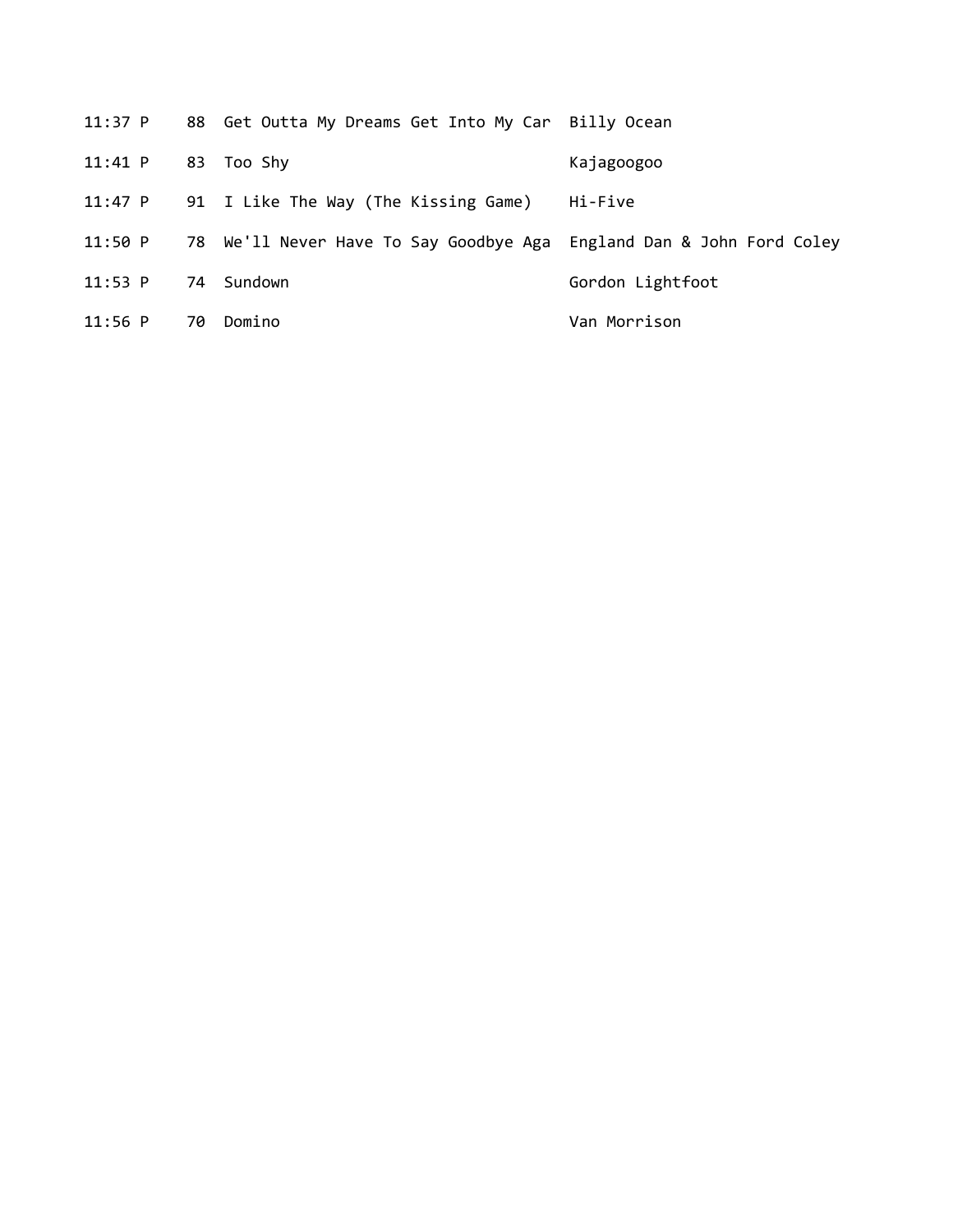| | | | |
|---|---|---|---|
| 11:37 P | 88 | Get Outta My Dreams Get Into My Car | Billy Ocean |
| 11:41 P | 83 | Too Shy | Kajagoogoo |
| 11:47 P | 91 | I Like The Way (The Kissing Game) | Hi-Five |
| 11:50 P | 78 | We'll Never Have To Say Goodbye Aga | England Dan & John Ford Coley |
| 11:53 P | 74 | Sundown | Gordon Lightfoot |
| 11:56 P | 70 | Domino | Van Morrison |